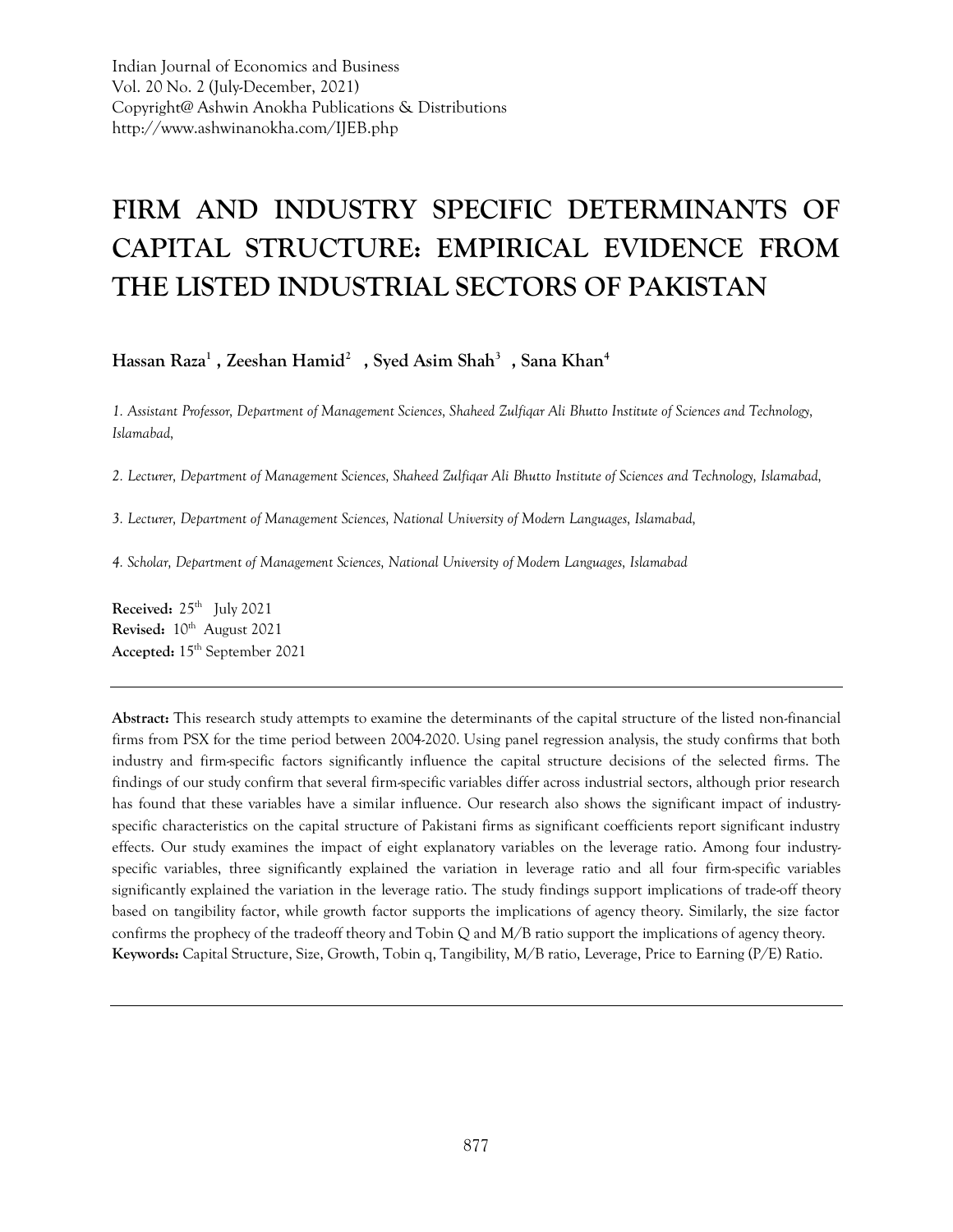Indian Journal of Economics and Business
Vol. 20 No. 2 (July-December, 2021)
Copyright@ Ashwin Anokha Publications & Distributions
http://www.ashwinanokha.com/IJEB.php

# FIRM AND INDUSTRY SPECIFIC DETERMINANTS OF CAPITAL STRUCTURE: EMPIRICAL EVIDENCE FROM THE LISTED INDUSTRIAL SECTORS OF PAKISTAN

**Hassan Raza[1] , Zeeshan Hamid[2] , Syed Asim Shah[3] , Sana Khan[4]**

*1. Assistant Professor, Department of Management Sciences, Shaheed Zulfiqar Ali Bhutto Institute of Sciences and Technology, Islamabad,*

*2. Lecturer, Department of Management Sciences, Shaheed Zulfiqar Ali Bhutto Institute of Sciences and Technology, Islamabad,*

*3. Lecturer, Department of Management Sciences, National University of Modern Languages, Islamabad,*

*4. Scholar, Department of Management Sciences, National University of Modern Languages, Islamabad*

**Received:** 25th July 2021
**Revised:** 10th August 2021
**Accepted:** 15th September 2021

---

**Abstract:** This research study attempts to examine the determinants of the capital structure of the listed non-financial firms from PSX for the time period between 2004-2020. Using panel regression analysis, the study confirms that both industry and firm-specific factors significantly influence the capital structure decisions of the selected firms. The findings of our study confirm that several firm-specific variables differ across industrial sectors, although prior research has found that these variables have a similar influence. Our research also shows the significant impact of industry-specific characteristics on the capital structure of Pakistani firms as significant coefficients report significant industry effects. Our study examines the impact of eight explanatory variables on the leverage ratio. Among four industry-specific variables, three significantly explained the variation in leverage ratio and all four firm-specific variables significantly explained the variation in the leverage ratio. The study findings support implications of trade-off theory based on tangibility factor, while growth factor supports the implications of agency theory. Similarly, the size factor confirms the prophecy of the tradeoff theory and Tobin Q and M/B ratio support the implications of agency theory.
**Keywords:** Capital Structure, Size, Growth, Tobin q, Tangibility, M/B ratio, Leverage, Price to Earning (P/E) Ratio.

---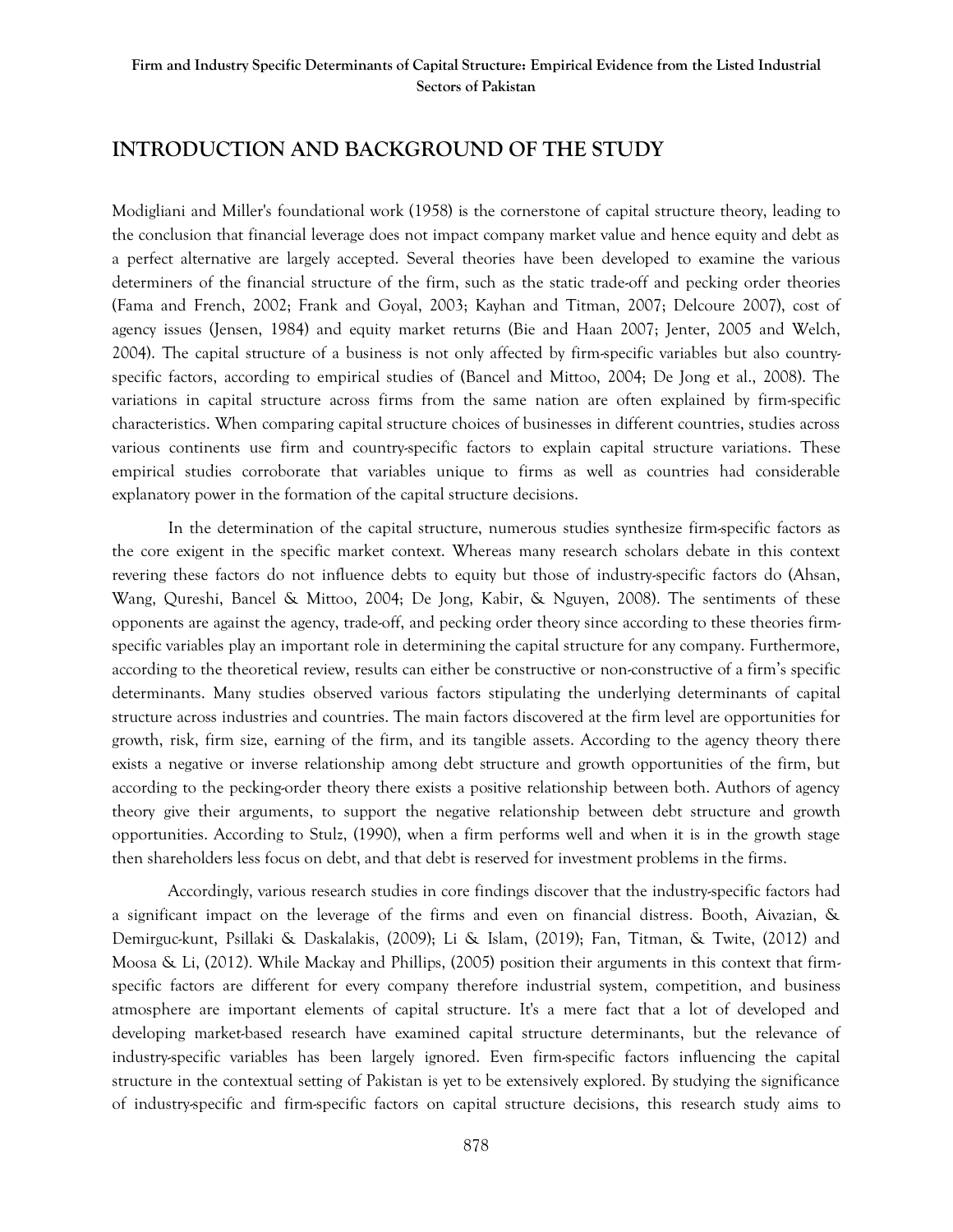## INTRODUCTION AND BACKGROUND OF THE STUDY

Modigliani and Miller's foundational work (1958) is the cornerstone of capital structure theory, leading to the conclusion that financial leverage does not impact company market value and hence equity and debt as a perfect alternative are largely accepted. Several theories have been developed to examine the various determiners of the financial structure of the firm, such as the static trade-off and pecking order theories (Fama and French, 2002; Frank and Goyal, 2003; Kayhan and Titman, 2007; Delcoure 2007), cost of agency issues (Jensen, 1984) and equity market returns (Bie and Haan 2007; Jenter, 2005 and Welch, 2004). The capital structure of a business is not only affected by firm-specific variables but also country-specific factors, according to empirical studies of (Bancel and Mittoo, 2004; De Jong et al., 2008). The variations in capital structure across firms from the same nation are often explained by firm-specific characteristics. When comparing capital structure choices of businesses in different countries, studies across various continents use firm and country-specific factors to explain capital structure variations. These empirical studies corroborate that variables unique to firms as well as countries had considerable explanatory power in the formation of the capital structure decisions.

In the determination of the capital structure, numerous studies synthesize firm-specific factors as the core exigent in the specific market context. Whereas many research scholars debate in this context revering these factors do not influence debts to equity but those of industry-specific factors do (Ahsan, Wang, Qureshi, Bancel & Mittoo, 2004; De Jong, Kabir, & Nguyen, 2008). The sentiments of these opponents are against the agency, trade-off, and pecking order theory since according to these theories firm-specific variables play an important role in determining the capital structure for any company. Furthermore, according to the theoretical review, results can either be constructive or non-constructive of a firm's specific determinants. Many studies observed various factors stipulating the underlying determinants of capital structure across industries and countries. The main factors discovered at the firm level are opportunities for growth, risk, firm size, earning of the firm, and its tangible assets. According to the agency theory there exists a negative or inverse relationship among debt structure and growth opportunities of the firm, but according to the pecking-order theory there exists a positive relationship between both. Authors of agency theory give their arguments, to support the negative relationship between debt structure and growth opportunities. According to Stulz, (1990), when a firm performs well and when it is in the growth stage then shareholders less focus on debt, and that debt is reserved for investment problems in the firms.

Accordingly, various research studies in core findings discover that the industry-specific factors had a significant impact on the leverage of the firms and even on financial distress. Booth, Aivazian, & Demirguc-kunt, Psillaki & Daskalakis, (2009); Li & Islam, (2019); Fan, Titman, & Twite, (2012) and Moosa & Li, (2012). While Mackay and Phillips, (2005) position their arguments in this context that firm-specific factors are different for every company therefore industrial system, competition, and business atmosphere are important elements of capital structure. It's a mere fact that a lot of developed and developing market-based research have examined capital structure determinants, but the relevance of industry-specific variables has been largely ignored. Even firm-specific factors influencing the capital structure in the contextual setting of Pakistan is yet to be extensively explored. By studying the significance of industry-specific and firm-specific factors on capital structure decisions, this research study aims to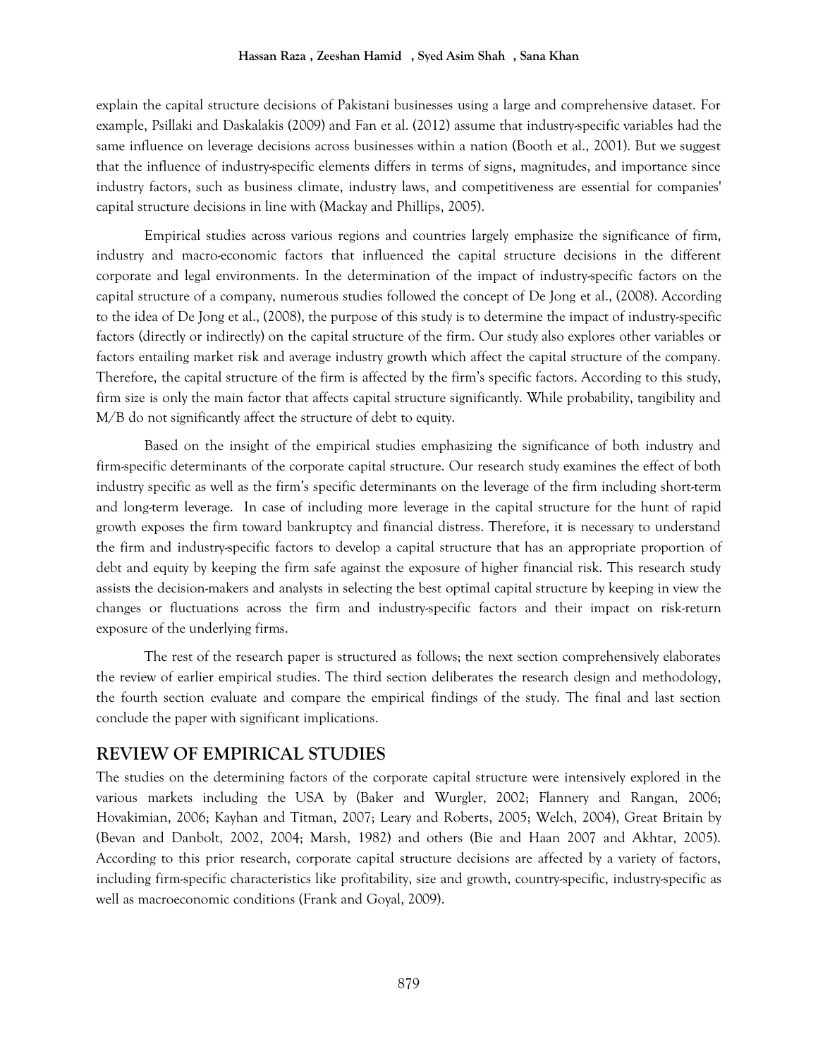explain the capital structure decisions of Pakistani businesses using a large and comprehensive dataset. For example, Psillaki and Daskalakis (2009) and Fan et al. (2012) assume that industry-specific variables had the same influence on leverage decisions across businesses within a nation (Booth et al., 2001). But we suggest that the influence of industry-specific elements differs in terms of signs, magnitudes, and importance since industry factors, such as business climate, industry laws, and competitiveness are essential for companies' capital structure decisions in line with (Mackay and Phillips, 2005).

Empirical studies across various regions and countries largely emphasize the significance of firm, industry and macro-economic factors that influenced the capital structure decisions in the different corporate and legal environments. In the determination of the impact of industry-specific factors on the capital structure of a company, numerous studies followed the concept of De Jong et al., (2008). According to the idea of De Jong et al., (2008), the purpose of this study is to determine the impact of industry-specific factors (directly or indirectly) on the capital structure of the firm. Our study also explores other variables or factors entailing market risk and average industry growth which affect the capital structure of the company. Therefore, the capital structure of the firm is affected by the firm's specific factors. According to this study, firm size is only the main factor that affects capital structure significantly. While probability, tangibility and M/B do not significantly affect the structure of debt to equity.

Based on the insight of the empirical studies emphasizing the significance of both industry and firm-specific determinants of the corporate capital structure. Our research study examines the effect of both industry specific as well as the firm's specific determinants on the leverage of the firm including short-term and long-term leverage. In case of including more leverage in the capital structure for the hunt of rapid growth exposes the firm toward bankruptcy and financial distress. Therefore, it is necessary to understand the firm and industry-specific factors to develop a capital structure that has an appropriate proportion of debt and equity by keeping the firm safe against the exposure of higher financial risk. This research study assists the decision-makers and analysts in selecting the best optimal capital structure by keeping in view the changes or fluctuations across the firm and industry-specific factors and their impact on risk-return exposure of the underlying firms.

The rest of the research paper is structured as follows; the next section comprehensively elaborates the review of earlier empirical studies. The third section deliberates the research design and methodology, the fourth section evaluate and compare the empirical findings of the study. The final and last section conclude the paper with significant implications.

## REVIEW OF EMPIRICAL STUDIES

The studies on the determining factors of the corporate capital structure were intensively explored in the various markets including the USA by (Baker and Wurgler, 2002; Flannery and Rangan, 2006; Hovakimian, 2006; Kayhan and Titman, 2007; Leary and Roberts, 2005; Welch, 2004), Great Britain by (Bevan and Danbolt, 2002, 2004; Marsh, 1982) and others (Bie and Haan 2007 and Akhtar, 2005). According to this prior research, corporate capital structure decisions are affected by a variety of factors, including firm-specific characteristics like profitability, size and growth, country-specific, industry-specific as well as macroeconomic conditions (Frank and Goyal, 2009).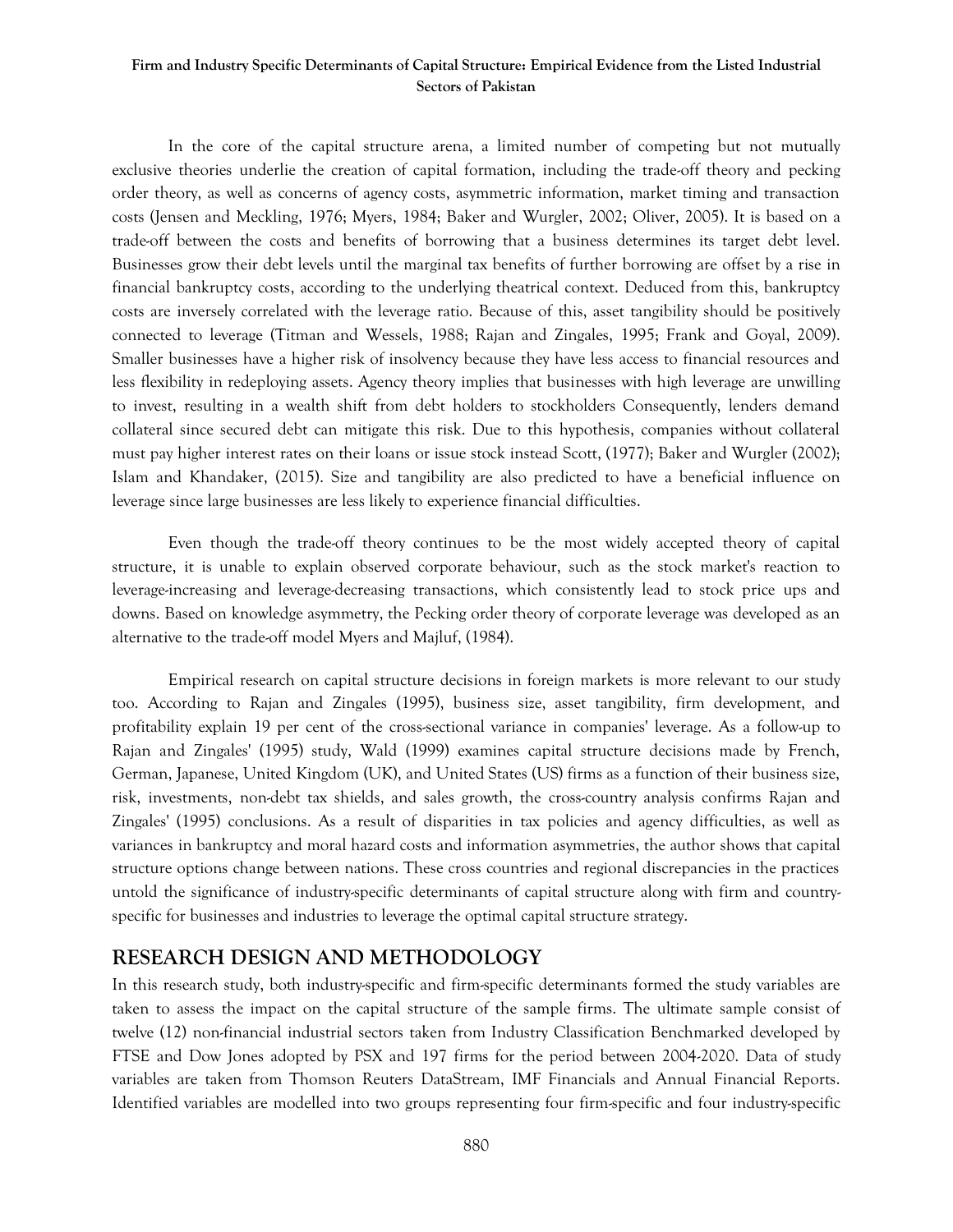In the core of the capital structure arena, a limited number of competing but not mutually exclusive theories underlie the creation of capital formation, including the trade-off theory and pecking order theory, as well as concerns of agency costs, asymmetric information, market timing and transaction costs (Jensen and Meckling, 1976; Myers, 1984; Baker and Wurgler, 2002; Oliver, 2005). It is based on a trade-off between the costs and benefits of borrowing that a business determines its target debt level. Businesses grow their debt levels until the marginal tax benefits of further borrowing are offset by a rise in financial bankruptcy costs, according to the underlying theatrical context. Deduced from this, bankruptcy costs are inversely correlated with the leverage ratio. Because of this, asset tangibility should be positively connected to leverage (Titman and Wessels, 1988; Rajan and Zingales, 1995; Frank and Goyal, 2009). Smaller businesses have a higher risk of insolvency because they have less access to financial resources and less flexibility in redeploying assets. Agency theory implies that businesses with high leverage are unwilling to invest, resulting in a wealth shift from debt holders to stockholders Consequently, lenders demand collateral since secured debt can mitigate this risk. Due to this hypothesis, companies without collateral must pay higher interest rates on their loans or issue stock instead Scott, (1977); Baker and Wurgler (2002); Islam and Khandaker, (2015). Size and tangibility are also predicted to have a beneficial influence on leverage since large businesses are less likely to experience financial difficulties.

Even though the trade-off theory continues to be the most widely accepted theory of capital structure, it is unable to explain observed corporate behaviour, such as the stock market's reaction to leverage-increasing and leverage-decreasing transactions, which consistently lead to stock price ups and downs. Based on knowledge asymmetry, the Pecking order theory of corporate leverage was developed as an alternative to the trade-off model Myers and Majluf, (1984).

Empirical research on capital structure decisions in foreign markets is more relevant to our study too. According to Rajan and Zingales (1995), business size, asset tangibility, firm development, and profitability explain 19 per cent of the cross-sectional variance in companies' leverage. As a follow-up to Rajan and Zingales' (1995) study, Wald (1999) examines capital structure decisions made by French, German, Japanese, United Kingdom (UK), and United States (US) firms as a function of their business size, risk, investments, non-debt tax shields, and sales growth, the cross-country analysis confirms Rajan and Zingales' (1995) conclusions. As a result of disparities in tax policies and agency difficulties, as well as variances in bankruptcy and moral hazard costs and information asymmetries, the author shows that capital structure options change between nations. These cross countries and regional discrepancies in the practices untold the significance of industry-specific determinants of capital structure along with firm and country-specific for businesses and industries to leverage the optimal capital structure strategy.

## RESEARCH DESIGN AND METHODOLOGY

In this research study, both industry-specific and firm-specific determinants formed the study variables are taken to assess the impact on the capital structure of the sample firms. The ultimate sample consist of twelve (12) non-financial industrial sectors taken from Industry Classification Benchmarked developed by FTSE and Dow Jones adopted by PSX and 197 firms for the period between 2004-2020. Data of study variables are taken from Thomson Reuters DataStream, IMF Financials and Annual Financial Reports. Identified variables are modelled into two groups representing four firm-specific and four industry-specific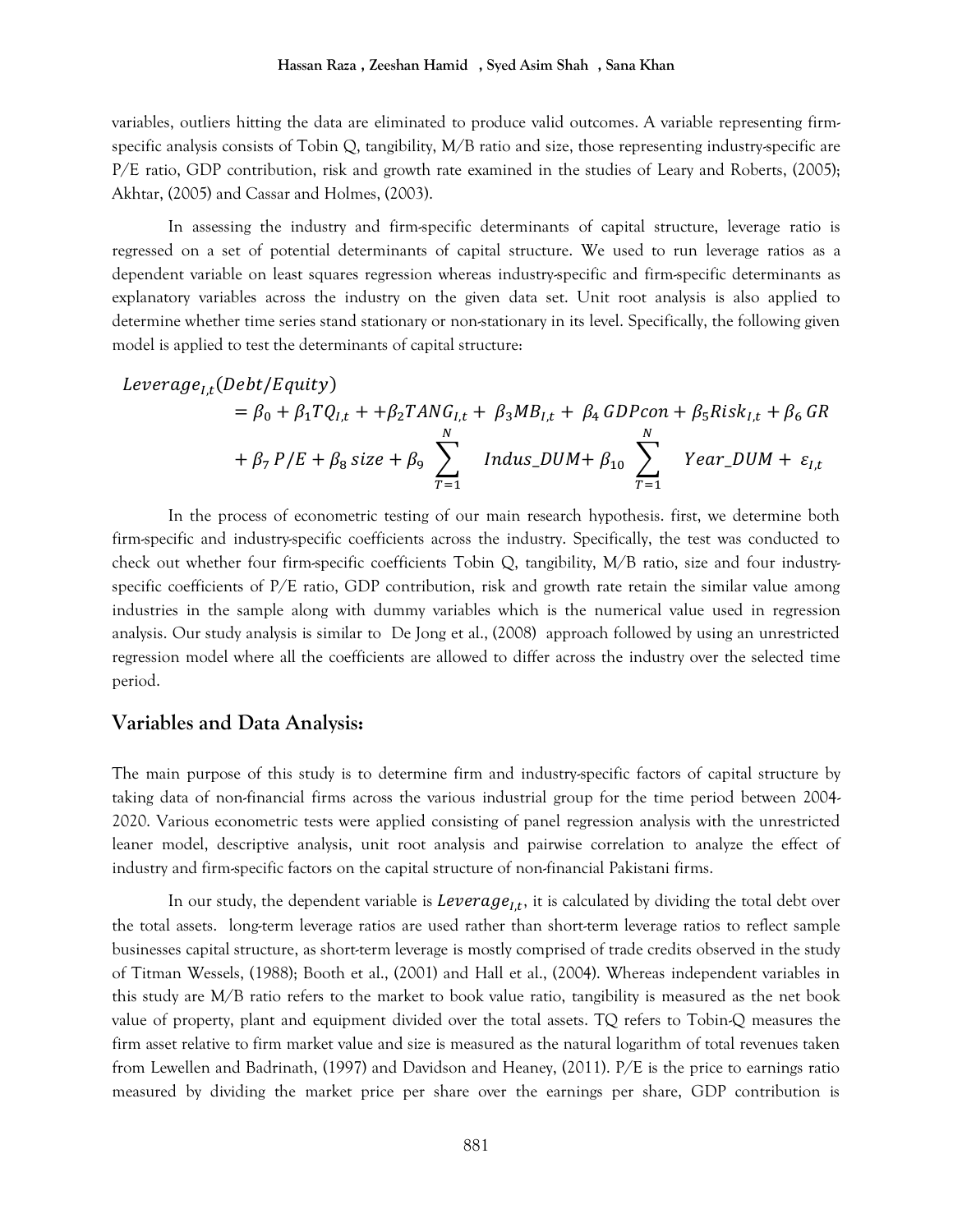variables, outliers hitting the data are eliminated to produce valid outcomes. A variable representing firm-specific analysis consists of Tobin Q, tangibility, M/B ratio and size, those representing industry-specific are P/E ratio, GDP contribution, risk and growth rate examined in the studies of Leary and Roberts, (2005); Akhtar, (2005) and Cassar and Holmes, (2003).

In assessing the industry and firm-specific determinants of capital structure, leverage ratio is regressed on a set of potential determinants of capital structure. We used to run leverage ratios as a dependent variable on least squares regression whereas industry-specific and firm-specific determinants as explanatory variables across the industry on the given data set. Unit root analysis is also applied to determine whether time series stand stationary or non-stationary in its level. Specifically, the following given model is applied to test the determinants of capital structure:

$$
\begin{aligned}
Leverage_{I,t}(Debt/Equity) &= \beta_0 + \beta_1 TQ_{I,t} + +\beta_2 TANG_{I,t} + \beta_3 MB_{I,t} + \beta_4\, GDPcon + \beta_5 Risk_{I,t} + \beta_6\, GR \\
&+ \beta_7\, P/E + \beta_8\, size + \beta_9 \sum_{T=1}^{N} Indus\_DUM + \beta_{10} \sum_{T=1}^{N} Year\_DUM + \varepsilon_{I,t}
\end{aligned}
$$

In the process of econometric testing of our main research hypothesis. first, we determine both firm-specific and industry-specific coefficients across the industry. Specifically, the test was conducted to check out whether four firm-specific coefficients Tobin Q, tangibility, M/B ratio, size and four industry-specific coefficients of P/E ratio, GDP contribution, risk and growth rate retain the similar value among industries in the sample along with dummy variables which is the numerical value used in regression analysis. Our study analysis is similar to De Jong et al., (2008) approach followed by using an unrestricted regression model where all the coefficients are allowed to differ across the industry over the selected time period.

## Variables and Data Analysis:

The main purpose of this study is to determine firm and industry-specific factors of capital structure by taking data of non-financial firms across the various industrial group for the time period between 2004-2020. Various econometric tests were applied consisting of panel regression analysis with the unrestricted leaner model, descriptive analysis, unit root analysis and pairwise correlation to analyze the effect of industry and firm-specific factors on the capital structure of non-financial Pakistani firms.

In our study, the dependent variable is $Leverage_{I,t}$, it is calculated by dividing the total debt over the total assets. long-term leverage ratios are used rather than short-term leverage ratios to reflect sample businesses capital structure, as short-term leverage is mostly comprised of trade credits observed in the study of Titman Wessels, (1988); Booth et al., (2001) and Hall et al., (2004). Whereas independent variables in this study are M/B ratio refers to the market to book value ratio, tangibility is measured as the net book value of property, plant and equipment divided over the total assets. TQ refers to Tobin-Q measures the firm asset relative to firm market value and size is measured as the natural logarithm of total revenues taken from Lewellen and Badrinath, (1997) and Davidson and Heaney, (2011). P/E is the price to earnings ratio measured by dividing the market price per share over the earnings per share, GDP contribution is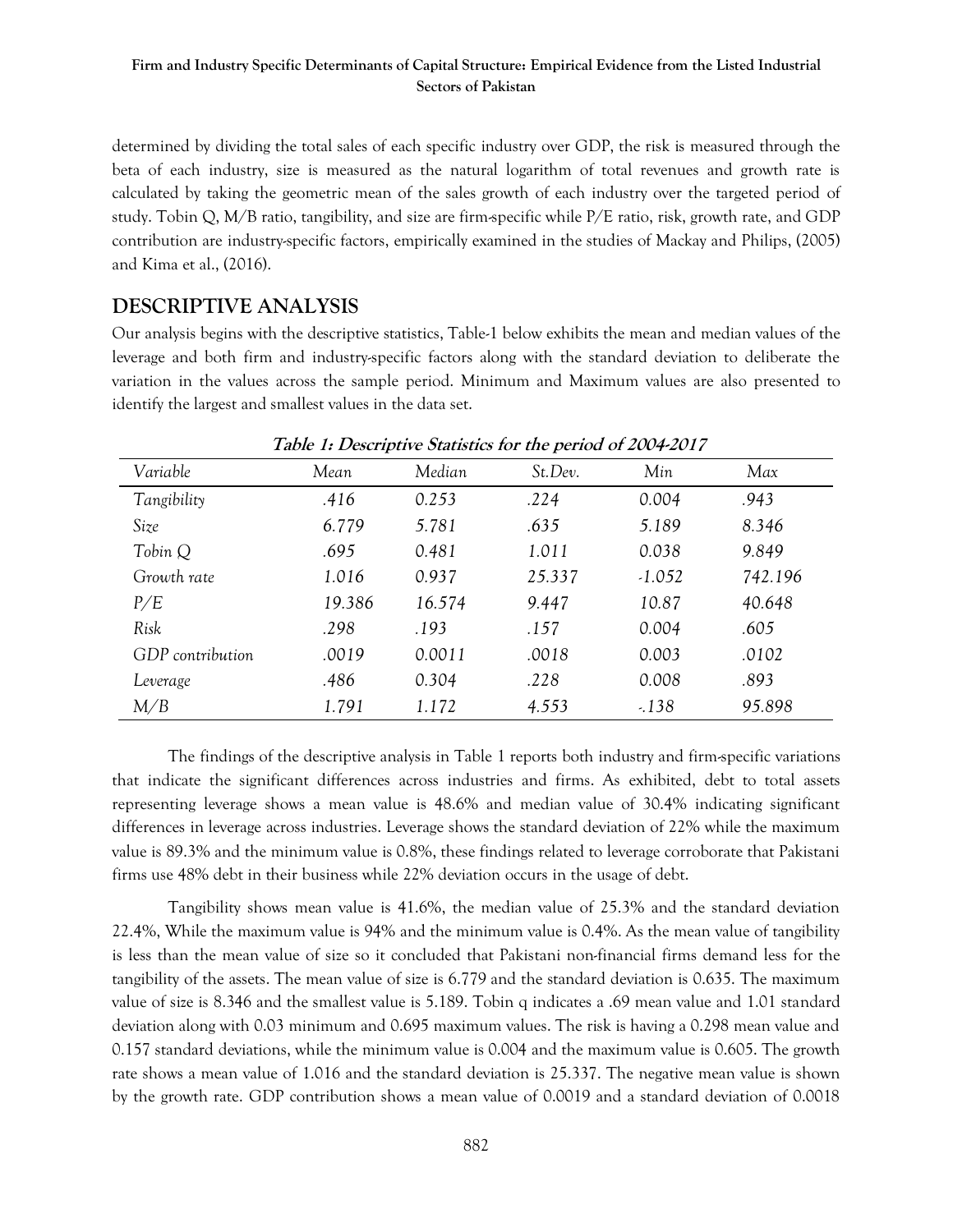determined by dividing the total sales of each specific industry over GDP, the risk is measured through the beta of each industry, size is measured as the natural logarithm of total revenues and growth rate is calculated by taking the geometric mean of the sales growth of each industry over the targeted period of study. Tobin Q, M/B ratio, tangibility, and size are firm-specific while P/E ratio, risk, growth rate, and GDP contribution are industry-specific factors, empirically examined in the studies of Mackay and Philips, (2005) and Kima et al., (2016).

## DESCRIPTIVE ANALYSIS

Our analysis begins with the descriptive statistics, Table-1 below exhibits the mean and median values of the leverage and both firm and industry-specific factors along with the standard deviation to deliberate the variation in the values across the sample period. Minimum and Maximum values are also presented to identify the largest and smallest values in the data set.

***Table 1: Descriptive Statistics for the period of 2004-2017***

| *Variable* | *Mean* | *Median* | *St.Dev.* | *Min* | *Max* |
|---|---|---|---|---|---|
| *Tangibility* | *.416* | *0.253* | *.224* | *0.004* | *.943* |
| *Size* | *6.779* | *5.781* | *.635* | *5.189* | *8.346* |
| *Tobin Q* | *.695* | *0.481* | *1.011* | *0.038* | *9.849* |
| *Growth rate* | *1.016* | *0.937* | *25.337* | *-1.052* | *742.196* |
| *P/E* | *19.386* | *16.574* | *9.447* | *10.87* | *40.648* |
| *Risk* | *.298* | *.193* | *.157* | *0.004* | *.605* |
| *GDP contribution* | *.0019* | *0.0011* | *.0018* | *0.003* | *.0102* |
| *Leverage* | *.486* | *0.304* | *.228* | *0.008* | *.893* |
| *M/B* | *1.791* | *1.172* | *4.553* | *-.138* | *95.898* |

The findings of the descriptive analysis in Table 1 reports both industry and firm-specific variations that indicate the significant differences across industries and firms. As exhibited, debt to total assets representing leverage shows a mean value is 48.6% and median value of 30.4% indicating significant differences in leverage across industries. Leverage shows the standard deviation of 22% while the maximum value is 89.3% and the minimum value is 0.8%, these findings related to leverage corroborate that Pakistani firms use 48% debt in their business while 22% deviation occurs in the usage of debt.

Tangibility shows mean value is 41.6%, the median value of 25.3% and the standard deviation 22.4%, While the maximum value is 94% and the minimum value is 0.4%. As the mean value of tangibility is less than the mean value of size so it concluded that Pakistani non-financial firms demand less for the tangibility of the assets. The mean value of size is 6.779 and the standard deviation is 0.635. The maximum value of size is 8.346 and the smallest value is 5.189. Tobin q indicates a .69 mean value and 1.01 standard deviation along with 0.03 minimum and 0.695 maximum values. The risk is having a 0.298 mean value and 0.157 standard deviations, while the minimum value is 0.004 and the maximum value is 0.605. The growth rate shows a mean value of 1.016 and the standard deviation is 25.337. The negative mean value is shown by the growth rate. GDP contribution shows a mean value of 0.0019 and a standard deviation of 0.0018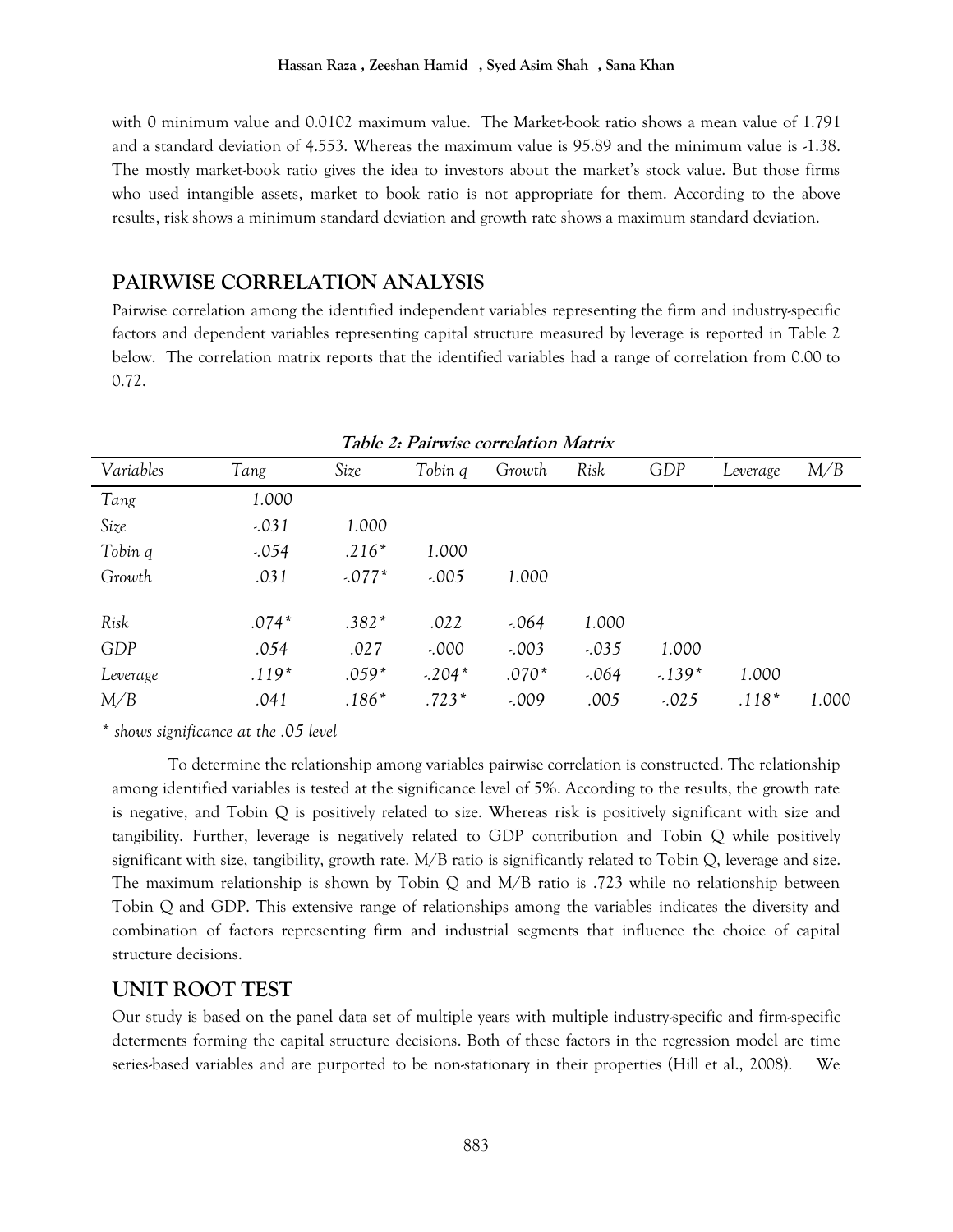with 0 minimum value and 0.0102 maximum value. The Market-book ratio shows a mean value of 1.791 and a standard deviation of 4.553. Whereas the maximum value is 95.89 and the minimum value is -1.38. The mostly market-book ratio gives the idea to investors about the market's stock value. But those firms who used intangible assets, market to book ratio is not appropriate for them. According to the above results, risk shows a minimum standard deviation and growth rate shows a maximum standard deviation.

## PAIRWISE CORRELATION ANALYSIS

Pairwise correlation among the identified independent variables representing the firm and industry-specific factors and dependent variables representing capital structure measured by leverage is reported in Table 2 below. The correlation matrix reports that the identified variables had a range of correlation from 0.00 to 0.72.

**Table 2: Pairwise correlation Matrix**

| Variables | Tang | Size | Tobin q | Growth | Risk | GDP | Leverage | M/B |
|---|---|---|---|---|---|---|---|---|
| Tang | 1.000 | | | | | | | |
| Size | -.031 | 1.000 | | | | | | |
| Tobin q | -.054 | .216* | 1.000 | | | | | |
| Growth | .031 | -.077* | -.005 | 1.000 | | | | |
| Risk | .074* | .382* | .022 | -.064 | 1.000 | | | |
| GDP | .054 | .027 | -.000 | -.003 | -.035 | 1.000 | | |
| Leverage | .119* | .059* | -.204* | .070* | -.064 | -.139* | 1.000 | |
| M/B | .041 | .186* | .723* | -.009 | .005 | -.025 | .118* | 1.000 |

*\* shows significance at the .05 level*

To determine the relationship among variables pairwise correlation is constructed. The relationship among identified variables is tested at the significance level of 5%. According to the results, the growth rate is negative, and Tobin Q is positively related to size. Whereas risk is positively significant with size and tangibility. Further, leverage is negatively related to GDP contribution and Tobin Q while positively significant with size, tangibility, growth rate. M/B ratio is significantly related to Tobin Q, leverage and size. The maximum relationship is shown by Tobin Q and M/B ratio is .723 while no relationship between Tobin Q and GDP. This extensive range of relationships among the variables indicates the diversity and combination of factors representing firm and industrial segments that influence the choice of capital structure decisions.

## UNIT ROOT TEST

Our study is based on the panel data set of multiple years with multiple industry-specific and firm-specific determents forming the capital structure decisions. Both of these factors in the regression model are time series-based variables and are purported to be non-stationary in their properties (Hill et al., 2008). We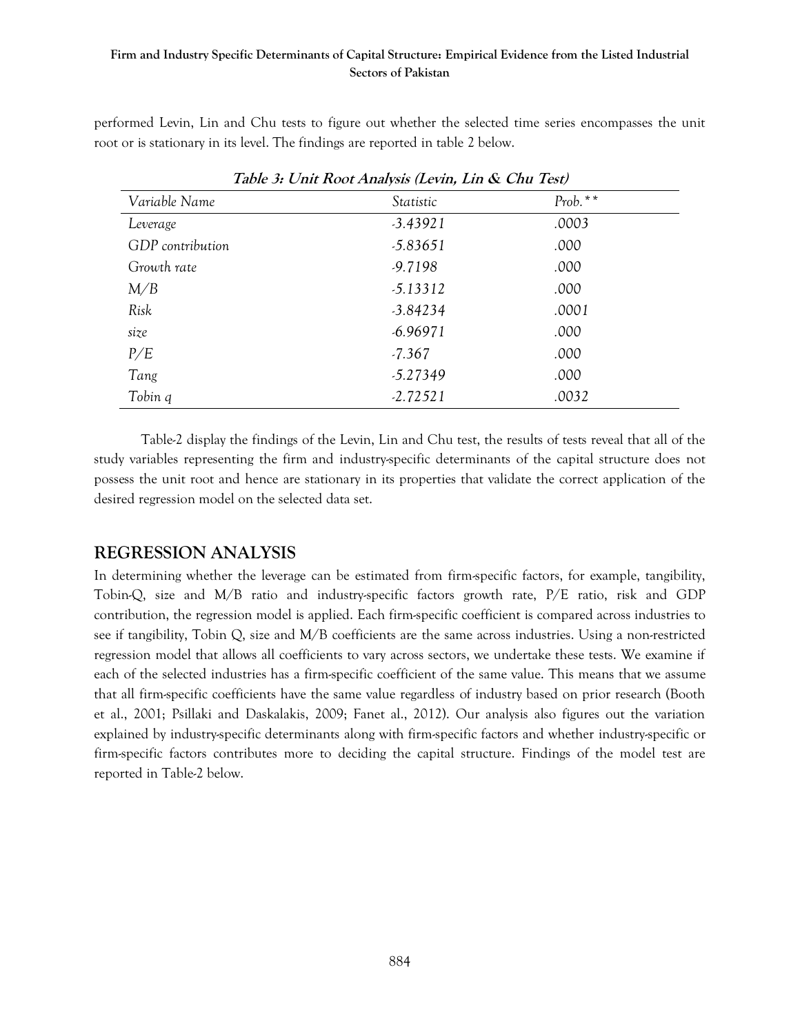performed Levin, Lin and Chu tests to figure out whether the selected time series encompasses the unit root or is stationary in its level. The findings are reported in table 2 below.

***Table 3: Unit Root Analysis (Levin, Lin & Chu Test)***

| *Variable Name* | *Statistic* | *Prob.\*\** |
|---|---|---|
| *Leverage* | *-3.43921* | *.0003* |
| *GDP contribution* | *-5.83651* | *.000* |
| *Growth rate* | *-9.7198* | *.000* |
| *M/B* | *-5.13312* | *.000* |
| *Risk* | *-3.84234* | *.0001* |
| *size* | *-6.96971* | *.000* |
| *P/E* | *-7.367* | *.000* |
| *Tang* | *-5.27349* | *.000* |
| *Tobin q* | *-2.72521* | *.0032* |

Table-2 display the findings of the Levin, Lin and Chu test, the results of tests reveal that all of the study variables representing the firm and industry-specific determinants of the capital structure does not possess the unit root and hence are stationary in its properties that validate the correct application of the desired regression model on the selected data set.

## REGRESSION ANALYSIS

In determining whether the leverage can be estimated from firm-specific factors, for example, tangibility, Tobin-Q, size and M/B ratio and industry-specific factors growth rate, P/E ratio, risk and GDP contribution, the regression model is applied. Each firm-specific coefficient is compared across industries to see if tangibility, Tobin Q, size and M/B coefficients are the same across industries. Using a non-restricted regression model that allows all coefficients to vary across sectors, we undertake these tests. We examine if each of the selected industries has a firm-specific coefficient of the same value. This means that we assume that all firm-specific coefficients have the same value regardless of industry based on prior research (Booth et al., 2001; Psillaki and Daskalakis, 2009; Fanet al., 2012). Our analysis also figures out the variation explained by industry-specific determinants along with firm-specific factors and whether industry-specific or firm-specific factors contributes more to deciding the capital structure. Findings of the model test are reported in Table-2 below.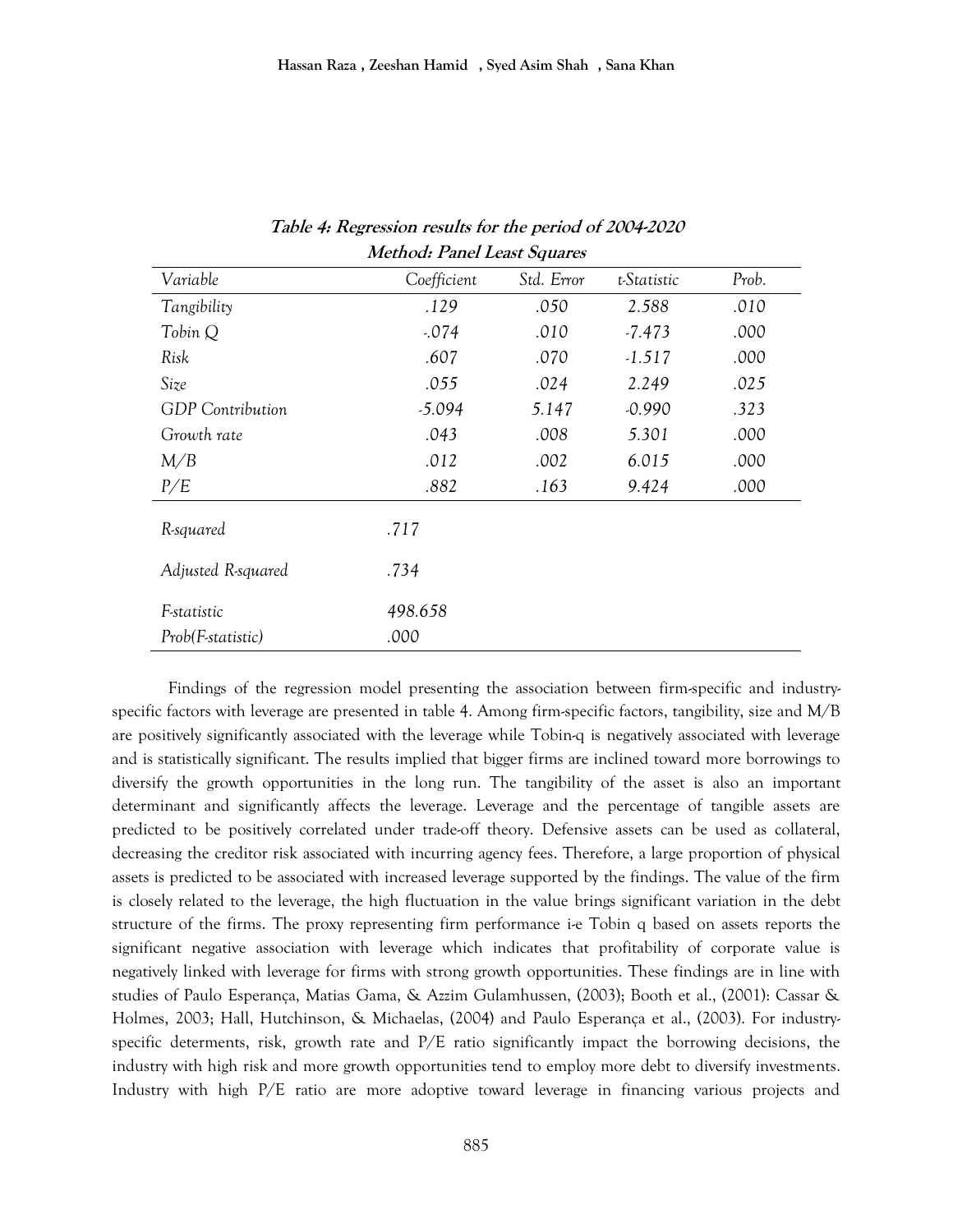**Table 4: Regression results for the period of 2004-2020**

**Method: Panel Least Squares**

| Variable | Coefficient | Std. Error | t-Statistic | Prob. |
|---|---|---|---|---|
| Tangibility | .129 | .050 | 2.588 | .010 |
| Tobin Q | -.074 | .010 | -7.473 | .000 |
| Risk | .607 | .070 | -1.517 | .000 |
| Size | .055 | .024 | 2.249 | .025 |
| GDP Contribution | -5.094 | 5.147 | -0.990 | .323 |
| Growth rate | .043 | .008 | 5.301 | .000 |
| M/B | .012 | .002 | 6.015 | .000 |
| P/E | .882 | .163 | 9.424 | .000 |
| R-squared | .717 | | | |
| Adjusted R-squared | .734 | | | |
| F-statistic | 498.658 | | | |
| Prob(F-statistic) | .000 | | | |

Findings of the regression model presenting the association between firm-specific and industry-specific factors with leverage are presented in table 4. Among firm-specific factors, tangibility, size and M/B are positively significantly associated with the leverage while Tobin-q is negatively associated with leverage and is statistically significant. The results implied that bigger firms are inclined toward more borrowings to diversify the growth opportunities in the long run. The tangibility of the asset is also an important determinant and significantly affects the leverage. Leverage and the percentage of tangible assets are predicted to be positively correlated under trade-off theory. Defensive assets can be used as collateral, decreasing the creditor risk associated with incurring agency fees. Therefore, a large proportion of physical assets is predicted to be associated with increased leverage supported by the findings. The value of the firm is closely related to the leverage, the high fluctuation in the value brings significant variation in the debt structure of the firms. The proxy representing firm performance i-e Tobin q based on assets reports the significant negative association with leverage which indicates that profitability of corporate value is negatively linked with leverage for firms with strong growth opportunities. These findings are in line with studies of Paulo Esperança, Matias Gama, & Azzim Gulamhussen, (2003); Booth et al., (2001): Cassar & Holmes, 2003; Hall, Hutchinson, & Michaelas, (2004) and Paulo Esperança et al., (2003). For industry-specific determents, risk, growth rate and P/E ratio significantly impact the borrowing decisions, the industry with high risk and more growth opportunities tend to employ more debt to diversify investments. Industry with high P/E ratio are more adoptive toward leverage in financing various projects and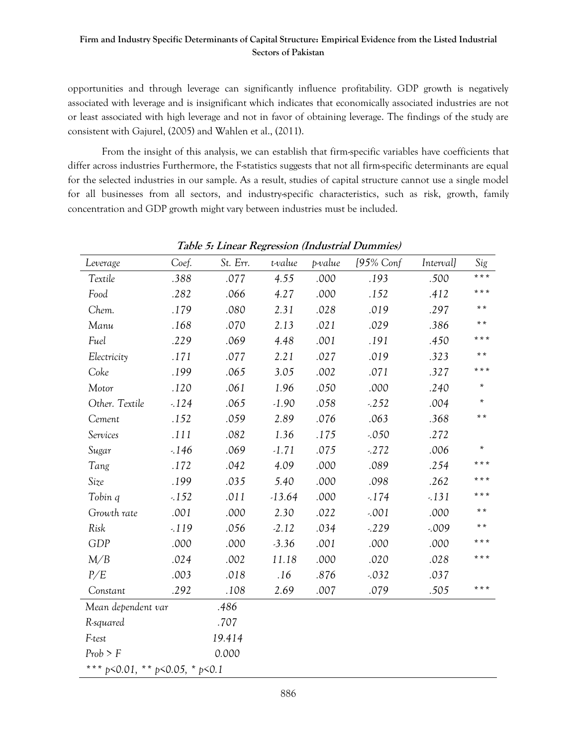opportunities and through leverage can significantly influence profitability. GDP growth is negatively associated with leverage and is insignificant which indicates that economically associated industries are not or least associated with high leverage and not in favor of obtaining leverage. The findings of the study are consistent with Gajurel, (2005) and Wahlen et al., (2011).

From the insight of this analysis, we can establish that firm-specific variables have coefficients that differ across industries Furthermore, the F-statistics suggests that not all firm-specific determinants are equal for the selected industries in our sample. As a result, studies of capital structure cannot use a single model for all businesses from all sectors, and industry-specific characteristics, such as risk, growth, family concentration and GDP growth might vary between industries must be included.

**Table 5: Linear Regression (Industrial Dummies)**

| *Leverage* | *Coef.* | *St. Err.* | *t-value* | *p-value* | *[95% Conf* | *Interval]* | *Sig* |
|---|---|---|---|---|---|---|---|
| *Textile* | .388 | .077 | 4.55 | .000 | .193 | .500 | *** |
| *Food* | .282 | .066 | 4.27 | .000 | .152 | .412 | *** |
| *Chem.* | .179 | .080 | 2.31 | .028 | .019 | .297 | ** |
| *Manu* | .168 | .070 | 2.13 | .021 | .029 | .386 | ** |
| *Fuel* | .229 | .069 | 4.48 | .001 | .191 | .450 | *** |
| *Electricity* | .171 | .077 | 2.21 | .027 | .019 | .323 | ** |
| *Coke* | .199 | .065 | 3.05 | .002 | .071 | .327 | *** |
| *Motor* | .120 | .061 | 1.96 | .050 | .000 | .240 | * |
| *Other. Textile* | -.124 | .065 | -1.90 | .058 | -.252 | .004 | * |
| *Cement* | .152 | .059 | 2.89 | .076 | .063 | .368 | ** |
| *Services* | .111 | .082 | 1.36 | .175 | -.050 | .272 | |
| *Sugar* | -.146 | .069 | -1.71 | .075 | -.272 | .006 | * |
| *Tang* | .172 | .042 | 4.09 | .000 | .089 | .254 | *** |
| *Size* | .199 | .035 | 5.40 | .000 | .098 | .262 | *** |
| *Tobin q* | -.152 | .011 | -13.64 | .000 | -.174 | -.131 | *** |
| *Growth rate* | .001 | .000 | 2.30 | .022 | -.001 | .000 | ** |
| *Risk* | -.119 | .056 | -2.12 | .034 | -.229 | -.009 | ** |
| *GDP* | .000 | .000 | -3.36 | .001 | .000 | .000 | *** |
| *M/B* | .024 | .002 | 11.18 | .000 | .020 | .028 | *** |
| *P/E* | .003 | .018 | .16 | .876 | -.032 | .037 | |
| *Constant* | .292 | .108 | 2.69 | .007 | .079 | .505 | *** |
| *Mean dependent var* | | .486 | | | | | |
| *R-squared* | | .707 | | | | | |
| *F-test* | | 19.414 | | | | | |
| *Prob > F* | | 0.000 | | | | | |

*** $p<0.01$, ** $p<0.05$, * $p<0.1$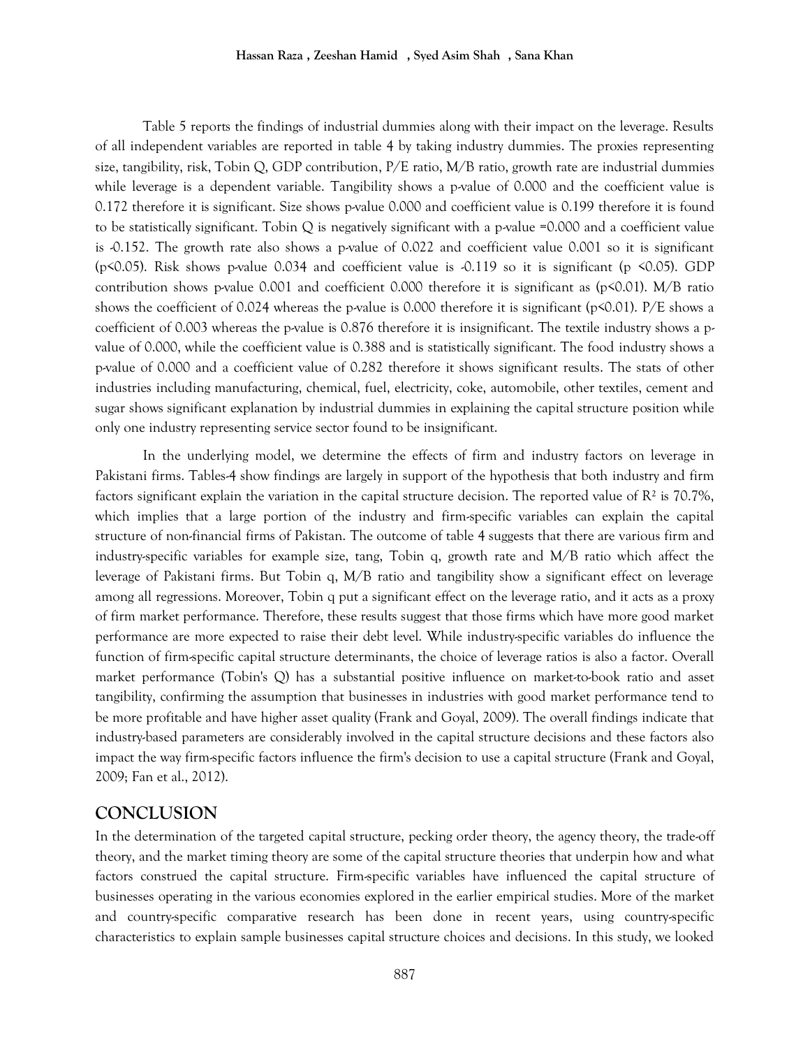Table 5 reports the findings of industrial dummies along with their impact on the leverage. Results of all independent variables are reported in table 4 by taking industry dummies. The proxies representing size, tangibility, risk, Tobin Q, GDP contribution, P/E ratio, M/B ratio, growth rate are industrial dummies while leverage is a dependent variable. Tangibility shows a p-value of 0.000 and the coefficient value is 0.172 therefore it is significant. Size shows p-value 0.000 and coefficient value is 0.199 therefore it is found to be statistically significant. Tobin Q is negatively significant with a p-value =0.000 and a coefficient value is -0.152. The growth rate also shows a p-value of 0.022 and coefficient value 0.001 so it is significant ($p<0.05$). Risk shows p-value 0.034 and coefficient value is -0.119 so it is significant ($p <0.05$). GDP contribution shows p-value 0.001 and coefficient 0.000 therefore it is significant as ($p<0.01$). M/B ratio shows the coefficient of 0.024 whereas the p-value is 0.000 therefore it is significant ($p<0.01$). P/E shows a coefficient of 0.003 whereas the p-value is 0.876 therefore it is insignificant. The textile industry shows a p-value of 0.000, while the coefficient value is 0.388 and is statistically significant. The food industry shows a p-value of 0.000 and a coefficient value of 0.282 therefore it shows significant results. The stats of other industries including manufacturing, chemical, fuel, electricity, coke, automobile, other textiles, cement and sugar shows significant explanation by industrial dummies in explaining the capital structure position while only one industry representing service sector found to be insignificant.

In the underlying model, we determine the effects of firm and industry factors on leverage in Pakistani firms. Tables-4 show findings are largely in support of the hypothesis that both industry and firm factors significant explain the variation in the capital structure decision. The reported value of $R^2$ is 70.7%, which implies that a large portion of the industry and firm-specific variables can explain the capital structure of non-financial firms of Pakistan. The outcome of table 4 suggests that there are various firm and industry-specific variables for example size, tang, Tobin q, growth rate and M/B ratio which affect the leverage of Pakistani firms. But Tobin q, M/B ratio and tangibility show a significant effect on leverage among all regressions. Moreover, Tobin q put a significant effect on the leverage ratio, and it acts as a proxy of firm market performance. Therefore, these results suggest that those firms which have more good market performance are more expected to raise their debt level. While industry-specific variables do influence the function of firm-specific capital structure determinants, the choice of leverage ratios is also a factor. Overall market performance (Tobin's Q) has a substantial positive influence on market-to-book ratio and asset tangibility, confirming the assumption that businesses in industries with good market performance tend to be more profitable and have higher asset quality (Frank and Goyal, 2009). The overall findings indicate that industry-based parameters are considerably involved in the capital structure decisions and these factors also impact the way firm-specific factors influence the firm's decision to use a capital structure (Frank and Goyal, 2009; Fan et al., 2012).

## CONCLUSION

In the determination of the targeted capital structure, pecking order theory, the agency theory, the trade-off theory, and the market timing theory are some of the capital structure theories that underpin how and what factors construed the capital structure. Firm-specific variables have influenced the capital structure of businesses operating in the various economies explored in the earlier empirical studies. More of the market and country-specific comparative research has been done in recent years, using country-specific characteristics to explain sample businesses capital structure choices and decisions. In this study, we looked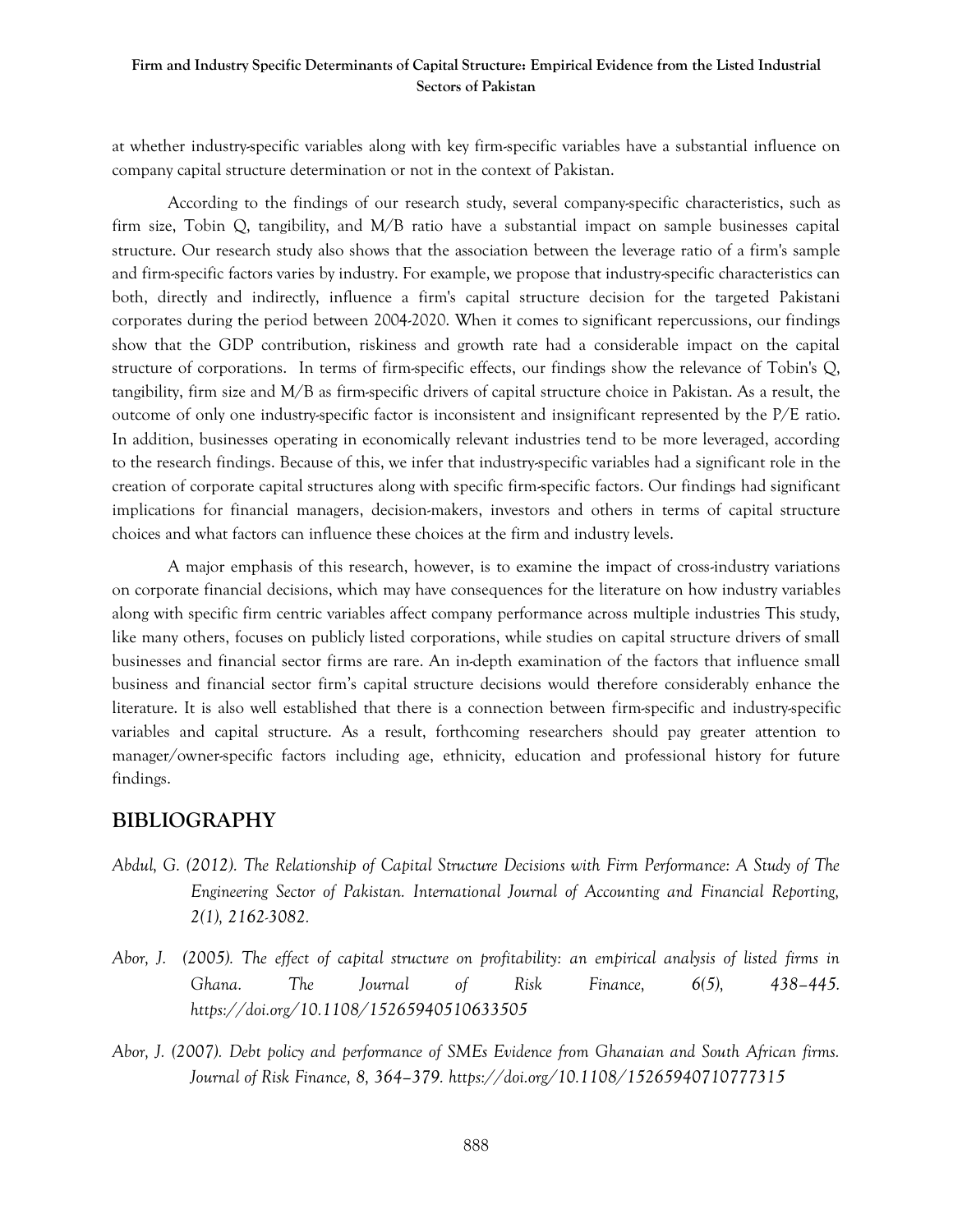at whether industry-specific variables along with key firm-specific variables have a substantial influence on company capital structure determination or not in the context of Pakistan.

According to the findings of our research study, several company-specific characteristics, such as firm size, Tobin Q, tangibility, and M/B ratio have a substantial impact on sample businesses capital structure. Our research study also shows that the association between the leverage ratio of a firm's sample and firm-specific factors varies by industry. For example, we propose that industry-specific characteristics can both, directly and indirectly, influence a firm's capital structure decision for the targeted Pakistani corporates during the period between 2004-2020. When it comes to significant repercussions, our findings show that the GDP contribution, riskiness and growth rate had a considerable impact on the capital structure of corporations. In terms of firm-specific effects, our findings show the relevance of Tobin's Q, tangibility, firm size and M/B as firm-specific drivers of capital structure choice in Pakistan. As a result, the outcome of only one industry-specific factor is inconsistent and insignificant represented by the P/E ratio. In addition, businesses operating in economically relevant industries tend to be more leveraged, according to the research findings. Because of this, we infer that industry-specific variables had a significant role in the creation of corporate capital structures along with specific firm-specific factors. Our findings had significant implications for financial managers, decision-makers, investors and others in terms of capital structure choices and what factors can influence these choices at the firm and industry levels.

A major emphasis of this research, however, is to examine the impact of cross-industry variations on corporate financial decisions, which may have consequences for the literature on how industry variables along with specific firm centric variables affect company performance across multiple industries This study, like many others, focuses on publicly listed corporations, while studies on capital structure drivers of small businesses and financial sector firms are rare. An in-depth examination of the factors that influence small business and financial sector firm's capital structure decisions would therefore considerably enhance the literature. It is also well established that there is a connection between firm-specific and industry-specific variables and capital structure. As a result, forthcoming researchers should pay greater attention to manager/owner-specific factors including age, ethnicity, education and professional history for future findings.

## BIBLIOGRAPHY

*Abdul, G. (2012). The Relationship of Capital Structure Decisions with Firm Performance: A Study of The Engineering Sector of Pakistan. International Journal of Accounting and Financial Reporting, 2(1), 2162-3082.*

*Abor, J. (2005). The effect of capital structure on profitability: an empirical analysis of listed firms in Ghana. The Journal of Risk Finance, 6(5), 438–445. https://doi.org/10.1108/15265940510633505*

*Abor, J. (2007). Debt policy and performance of SMEs Evidence from Ghanaian and South African firms. Journal of Risk Finance, 8, 364–379. https://doi.org/10.1108/15265940710777315*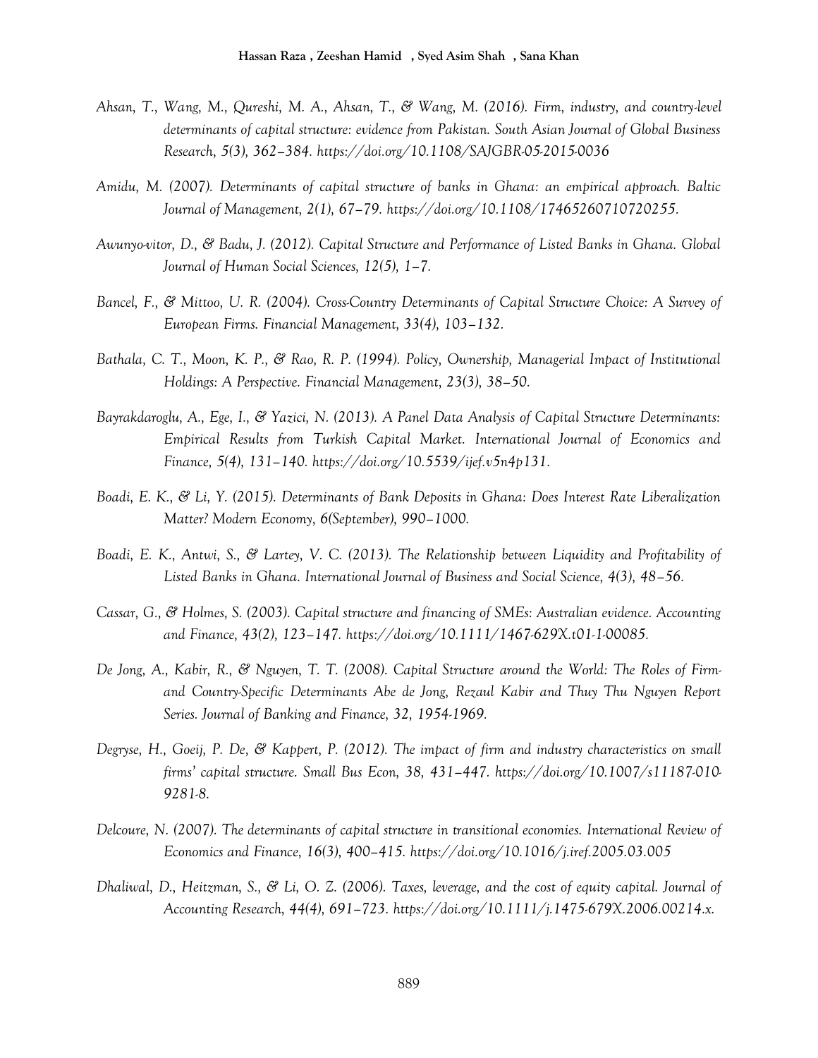*Ahsan, T., Wang, M., Qureshi, M. A., Ahsan, T., & Wang, M. (2016). Firm, industry, and country-level determinants of capital structure: evidence from Pakistan. South Asian Journal of Global Business Research, 5(3), 362–384. https://doi.org/10.1108/SAJGBR-05-2015-0036*

*Amidu, M. (2007). Determinants of capital structure of banks in Ghana: an empirical approach. Baltic Journal of Management, 2(1), 67–79. https://doi.org/10.1108/17465260710720255.*

*Awunyo-vitor, D., & Badu, J. (2012). Capital Structure and Performance of Listed Banks in Ghana. Global Journal of Human Social Sciences, 12(5), 1–7.*

*Bancel, F., & Mittoo, U. R. (2004). Cross-Country Determinants of Capital Structure Choice: A Survey of European Firms. Financial Management, 33(4), 103–132.*

*Bathala, C. T., Moon, K. P., & Rao, R. P. (1994). Policy, Ownership, Managerial Impact of Institutional Holdings: A Perspective. Financial Management, 23(3), 38–50.*

*Bayrakdaroglu, A., Ege, I., & Yazici, N. (2013). A Panel Data Analysis of Capital Structure Determinants: Empirical Results from Turkish Capital Market. International Journal of Economics and Finance, 5(4), 131–140. https://doi.org/10.5539/ijef.v5n4p131.*

*Boadi, E. K., & Li, Y. (2015). Determinants of Bank Deposits in Ghana: Does Interest Rate Liberalization Matter? Modern Economy, 6(September), 990–1000.*

*Boadi, E. K., Antwi, S., & Lartey, V. C. (2013). The Relationship between Liquidity and Profitability of Listed Banks in Ghana. International Journal of Business and Social Science, 4(3), 48–56.*

*Cassar, G., & Holmes, S. (2003). Capital structure and financing of SMEs: Australian evidence. Accounting and Finance, 43(2), 123–147. https://doi.org/10.1111/1467-629X.t01-1-00085.*

*De Jong, A., Kabir, R., & Nguyen, T. T. (2008). Capital Structure around the World: The Roles of Firm- and Country-Specific Determinants Abe de Jong, Rezaul Kabir and Thuy Thu Nguyen Report Series. Journal of Banking and Finance, 32, 1954-1969.*

*Degryse, H., Goeij, P. De, & Kappert, P. (2012). The impact of firm and industry characteristics on small firms' capital structure. Small Bus Econ, 38, 431–447. https://doi.org/10.1007/s11187-010-9281-8.*

*Delcoure, N. (2007). The determinants of capital structure in transitional economies. International Review of Economics and Finance, 16(3), 400–415. https://doi.org/10.1016/j.iref.2005.03.005*

*Dhaliwal, D., Heitzman, S., & Li, O. Z. (2006). Taxes, leverage, and the cost of equity capital. Journal of Accounting Research, 44(4), 691–723. https://doi.org/10.1111/j.1475-679X.2006.00214.x.*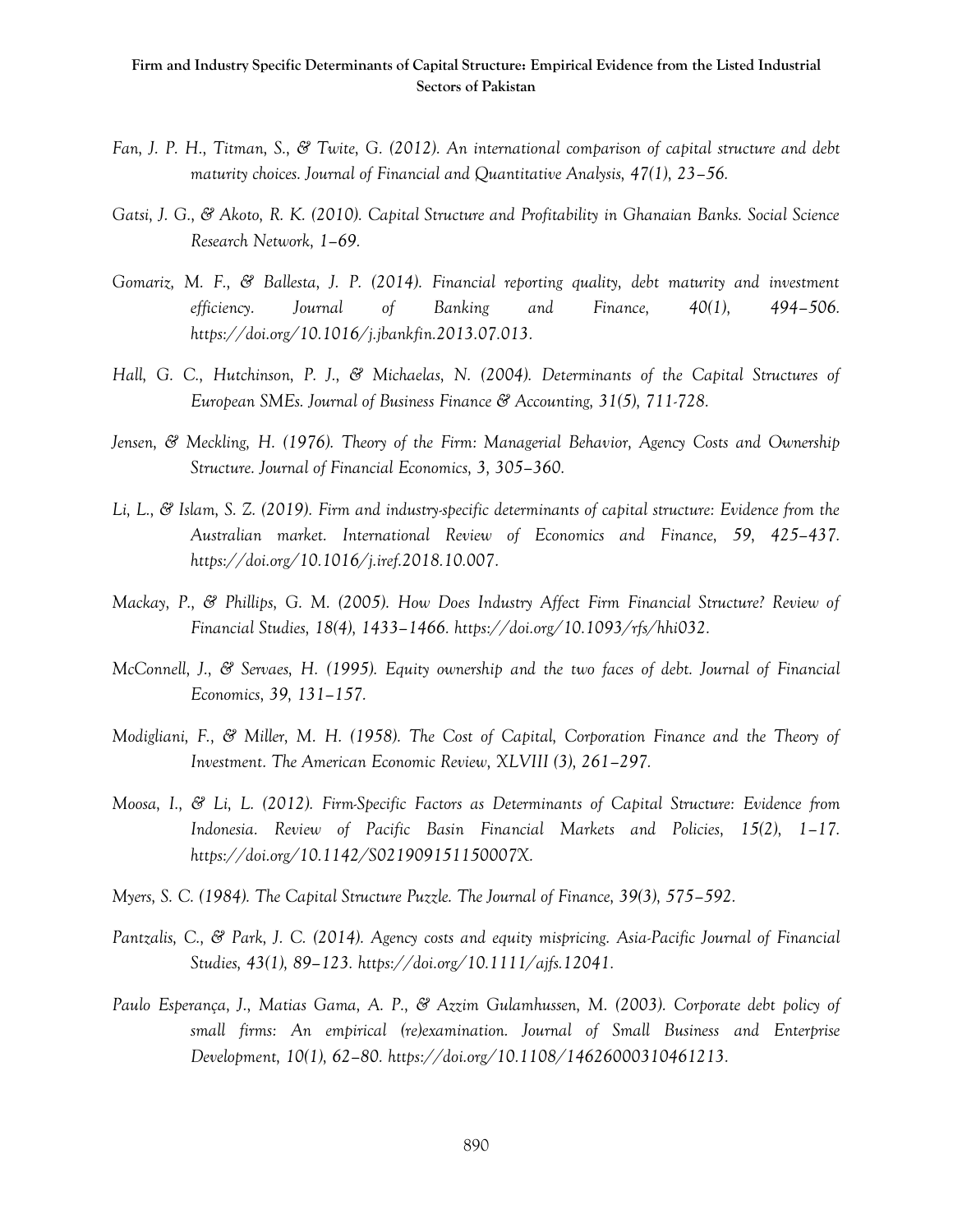*Fan, J. P. H., Titman, S., & Twite, G. (2012). An international comparison of capital structure and debt maturity choices. Journal of Financial and Quantitative Analysis, 47(1), 23–56.*

*Gatsi, J. G., & Akoto, R. K. (2010). Capital Structure and Profitability in Ghanaian Banks. Social Science Research Network, 1–69.*

*Gomariz, M. F., & Ballesta, J. P. (2014). Financial reporting quality, debt maturity and investment efficiency. Journal of Banking and Finance, 40(1), 494–506. https://doi.org/10.1016/j.jbankfin.2013.07.013.*

*Hall, G. C., Hutchinson, P. J., & Michaelas, N. (2004). Determinants of the Capital Structures of European SMEs. Journal of Business Finance & Accounting, 31(5), 711-728.*

*Jensen, & Meckling, H. (1976). Theory of the Firm: Managerial Behavior, Agency Costs and Ownership Structure. Journal of Financial Economics, 3, 305–360.*

*Li, L., & Islam, S. Z. (2019). Firm and industry-specific determinants of capital structure: Evidence from the Australian market. International Review of Economics and Finance, 59, 425–437. https://doi.org/10.1016/j.iref.2018.10.007.*

*Mackay, P., & Phillips, G. M. (2005). How Does Industry Affect Firm Financial Structure? Review of Financial Studies, 18(4), 1433–1466. https://doi.org/10.1093/rfs/hhi032.*

*McConnell, J., & Servaes, H. (1995). Equity ownership and the two faces of debt. Journal of Financial Economics, 39, 131–157.*

*Modigliani, F., & Miller, M. H. (1958). The Cost of Capital, Corporation Finance and the Theory of Investment. The American Economic Review, XLVIII (3), 261–297.*

*Moosa, I., & Li, L. (2012). Firm-Specific Factors as Determinants of Capital Structure: Evidence from Indonesia. Review of Pacific Basin Financial Markets and Policies, 15(2), 1–17. https://doi.org/10.1142/S021909151150007X.*

*Myers, S. C. (1984). The Capital Structure Puzzle. The Journal of Finance, 39(3), 575–592.*

*Pantzalis, C., & Park, J. C. (2014). Agency costs and equity mispricing. Asia-Pacific Journal of Financial Studies, 43(1), 89–123. https://doi.org/10.1111/ajfs.12041.*

*Paulo Esperança, J., Matias Gama, A. P., & Azzim Gulamhussen, M. (2003). Corporate debt policy of small firms: An empirical (re)examination. Journal of Small Business and Enterprise Development, 10(1), 62–80. https://doi.org/10.1108/14626000310461213.*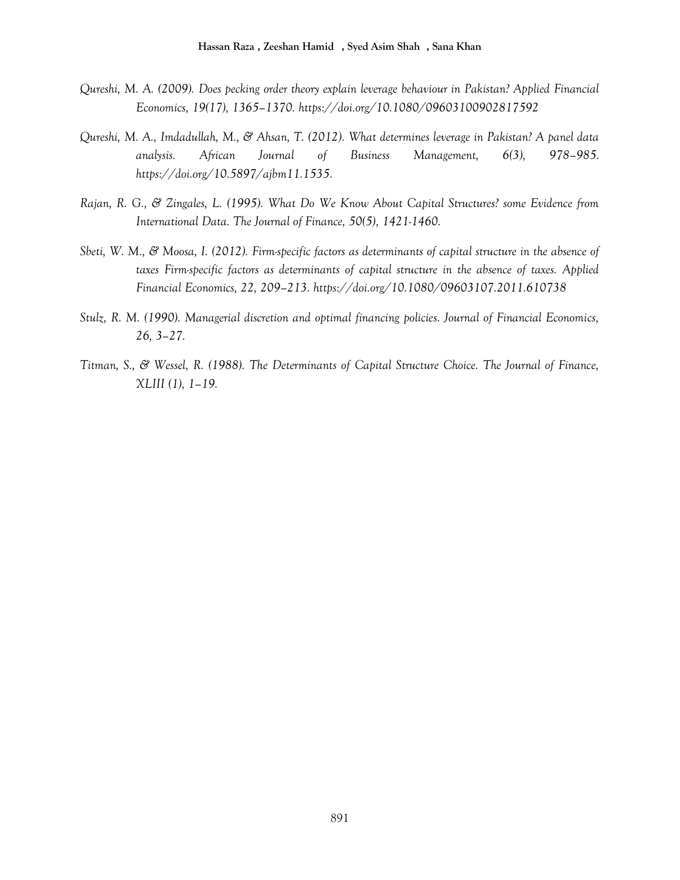*Qureshi, M. A. (2009). Does pecking order theory explain leverage behaviour in Pakistan? Applied Financial Economics, 19(17), 1365–1370. https://doi.org/10.1080/09603100902817592*

*Qureshi, M. A., Imdadullah, M., & Ahsan, T. (2012). What determines leverage in Pakistan? A panel data analysis. African Journal of Business Management, 6(3), 978–985. https://doi.org/10.5897/ajbm11.1535.*

*Rajan, R. G., & Zingales, L. (1995). What Do We Know About Capital Structures? some Evidence from International Data. The Journal of Finance, 50(5), 1421-1460.*

*Sbeti, W. M., & Moosa, I. (2012). Firm-specific factors as determinants of capital structure in the absence of taxes Firm-specific factors as determinants of capital structure in the absence of taxes. Applied Financial Economics, 22, 209–213. https://doi.org/10.1080/09603107.2011.610738*

*Stulz, R. M. (1990). Managerial discretion and optimal financing policies. Journal of Financial Economics, 26, 3–27.*

*Titman, S., & Wessel, R. (1988). The Determinants of Capital Structure Choice. The Journal of Finance, XLIII (1), 1–19.*